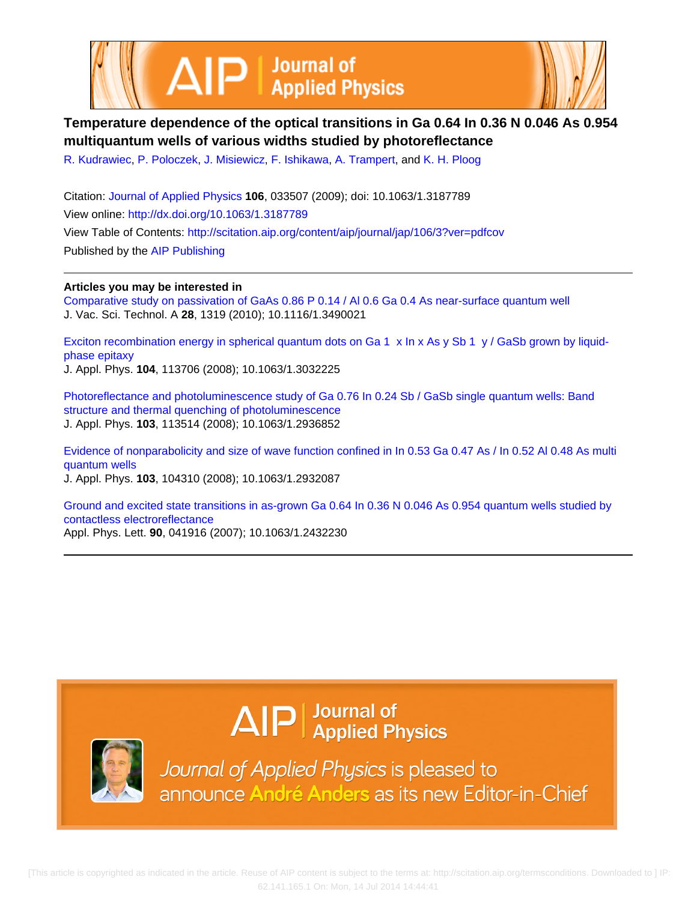# Temperature dependence of the optical transitions in $Ga_{0.64}In_{0.36}N_{0.046}As_{0.954}$ multiquantum wells of various widths studied by photoreflectance

R. Kudrawiec, P. Poloczek, J. Misiewicz, F. Ishikawa, A. Trampert, and K. H. Ploog

Citation: Journal of Applied Physics **106**, 033507 (2009); doi: 10.1063/1.3187789
View online: http://dx.doi.org/10.1063/1.3187789
View Table of Contents: http://scitation.aip.org/content/aip/journal/jap/106/3?ver=pdfcov
Published by the AIP Publishing

**Articles you may be interested in**

Comparative study on passivation of $GaAs_{0.86}P_{0.14}$ / $Al_{0.6}Ga_{0.4}As$ near-surface quantum well
J. Vac. Sci. Technol. A **28**, 1319 (2010); 10.1116/1.3490021

Exciton recombination energy in spherical quantum dots on $Ga_{1-x}In_xAs_ySb_{1-y}$ / GaSb grown by liquid-phase epitaxy
J. Appl. Phys. **104**, 113706 (2008); 10.1063/1.3032225

Photoreflectance and photoluminescence study of $Ga_{0.76}In_{0.24}Sb$ / GaSb single quantum wells: Band structure and thermal quenching of photoluminescence
J. Appl. Phys. **103**, 113514 (2008); 10.1063/1.2936852

Evidence of nonparabolicity and size of wave function confined in $In_{0.53}Ga_{0.47}As$ / $In_{0.52}Al_{0.48}As$ multi quantum wells
J. Appl. Phys. **103**, 104310 (2008); 10.1063/1.2932087

Ground and excited state transitions in as-grown $Ga_{0.64}In_{0.36}N_{0.046}As_{0.954}$ quantum wells studied by contactless electroreflectance
Appl. Phys. Lett. **90**, 041916 (2007); 10.1063/1.2432230

Journal of Applied Physics is pleased to announce André Anders as its new Editor-in-Chief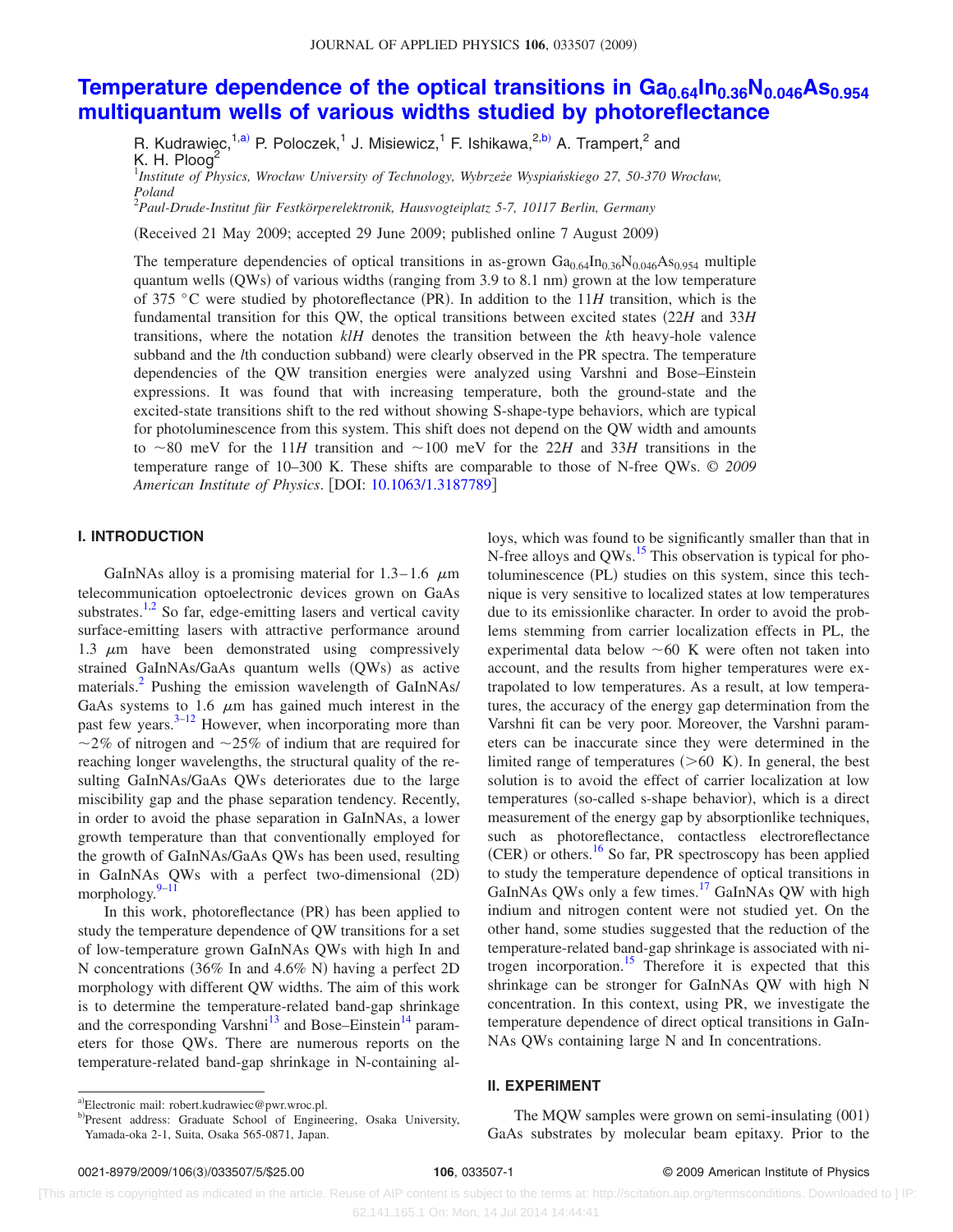# Temperature dependence of the optical transitions in $Ga_{0.64}In_{0.36}N_{0.046}As_{0.954}$ multiquantum wells of various widths studied by photoreflectance

R. Kudrawiec,[1,a)] P. Poloczek,[1] J. Misiewicz,[1] F. Ishikawa,[2,b)] A. Trampert,[2] and K. H. Ploog[2]

[1]*Institute of Physics, Wrocław University of Technology, Wybrzeże Wyspiańskiego 27, 50-370 Wrocław, Poland*

[2]*Paul-Drude-Institut für Festkörperelektronik, Hausvogteiplatz 5-7, 10117 Berlin, Germany*

(Received 21 May 2009; accepted 29 June 2009; published online 7 August 2009)

The temperature dependencies of optical transitions in as-grown $Ga_{0.64}In_{0.36}N_{0.046}As_{0.954}$ multiple quantum wells (QWs) of various widths (ranging from 3.9 to 8.1 nm) grown at the low temperature of 375 °C were studied by photoreflectance (PR). In addition to the $11H$ transition, which is the fundamental transition for this QW, the optical transitions between excited states ($22H$ and $33H$ transitions, where the notation $klH$ denotes the transition between the $k$th heavy-hole valence subband and the $l$th conduction subband) were clearly observed in the PR spectra. The temperature dependencies of the QW transition energies were analyzed using Varshni and Bose–Einstein expressions. It was found that with increasing temperature, both the ground-state and the excited-state transitions shift to the red without showing S-shape-type behaviors, which are typical for photoluminescence from this system. This shift does not depend on the QW width and amounts to ~80 meV for the $11H$ transition and ~100 meV for the $22H$ and $33H$ transitions in the temperature range of 10–300 K. These shifts are comparable to those of N-free QWs. © *2009 American Institute of Physics*. [DOI: 10.1063/1.3187789]

## I. INTRODUCTION

GaInNAs alloy is a promising material for 1.3–1.6 μm telecommunication optoelectronic devices grown on GaAs substrates.[1,2] So far, edge-emitting lasers and vertical cavity surface-emitting lasers with attractive performance around 1.3 μm have been demonstrated using compressively strained GaInNAs/GaAs quantum wells (QWs) as active materials.[2] Pushing the emission wavelength of GaInNAs/GaAs systems to 1.6 μm has gained much interest in the past few years.[3–12] However, when incorporating more than ~2% of nitrogen and ~25% of indium that are required for reaching longer wavelengths, the structural quality of the resulting GaInNAs/GaAs QWs deteriorates due to the large miscibility gap and the phase separation tendency. Recently, in order to avoid the phase separation in GaInNAs, a lower growth temperature than that conventionally employed for the growth of GaInNAs/GaAs QWs has been used, resulting in GaInNAs QWs with a perfect two-dimensional (2D) morphology.[9–11]

In this work, photoreflectance (PR) has been applied to study the temperature dependence of QW transitions for a set of low-temperature grown GaInNAs QWs with high In and N concentrations (36% In and 4.6% N) having a perfect 2D morphology with different QW widths. The aim of this work is to determine the temperature-related band-gap shrinkage and the corresponding Varshni[13] and Bose–Einstein[14] parameters for those QWs. There are numerous reports on the temperature-related band-gap shrinkage in N-containing alloys, which was found to be significantly smaller than that in N-free alloys and QWs.[15] This observation is typical for photoluminescence (PL) studies on this system, since this technique is very sensitive to localized states at low temperatures due to its emissionlike character. In order to avoid the problems stemming from carrier localization effects in PL, the experimental data below ~60 K were often not taken into account, and the results from higher temperatures were extrapolated to low temperatures. As a result, at low temperatures, the accuracy of the energy gap determination from the Varshni fit can be very poor. Moreover, the Varshni parameters can be inaccurate since they were determined in the limited range of temperatures (>60 K). In general, the best solution is to avoid the effect of carrier localization at low temperatures (so-called s-shape behavior), which is a direct measurement of the energy gap by absorptionlike techniques, such as photoreflectance, contactless electroreflectance (CER) or others.[16] So far, PR spectroscopy has been applied to study the temperature dependence of optical transitions in GaInNAs QWs only a few times.[17] GaInNAs QW with high indium and nitrogen content were not studied yet. On the other hand, some studies suggested that the reduction of the temperature-related band-gap shrinkage is associated with nitrogen incorporation.[15] Therefore it is expected that this shrinkage can be stronger for GaInNAs QW with high N concentration. In this context, using PR, we investigate the temperature dependence of direct optical transitions in GaInNAs QWs containing large N and In concentrations.

## II. EXPERIMENT

The MQW samples were grown on semi-insulating (001) GaAs substrates by molecular beam epitaxy. Prior to the

---

a)Electronic mail: robert.kudrawiec@pwr.wroc.pl.

b)Present address: Graduate School of Engineering, Osaka University, Yamada-oka 2-1, Suita, Osaka 565-0871, Japan.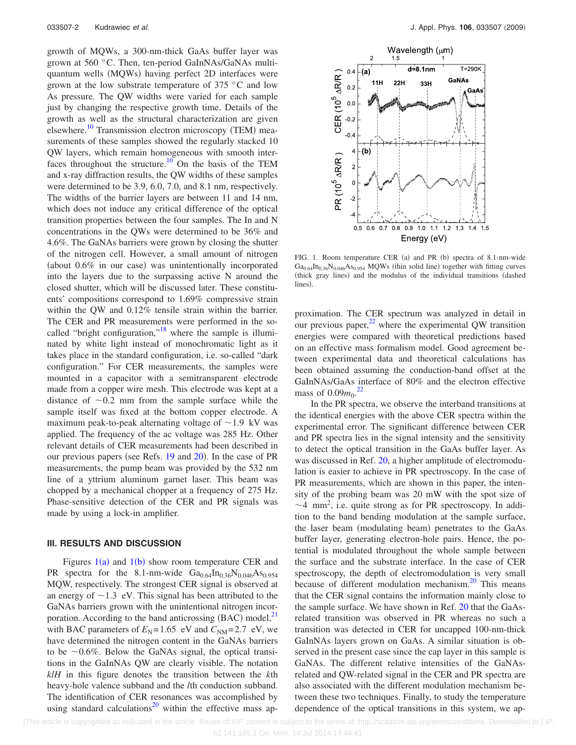growth of MQWs, a 300-nm-thick GaAs buffer layer was grown at 560 °C. Then, ten-period GaInNAs/GaNAs multi-quantum wells (MQWs) having perfect 2D interfaces were grown at the low substrate temperature of 375 °C and low As pressure. The QW widths were varied for each sample just by changing the respective growth time. Details of the growth as well as the structural characterization are given elsewhere.[10] Transmission electron microscopy (TEM) measurements of these samples showed the regularly stacked 10 QW layers, which remain homogeneous with smooth interfaces throughout the structure.[10] On the basis of the TEM and x-ray diffraction results, the QW widths of these samples were determined to be 3.9, 6.0, 7.0, and 8.1 nm, respectively. The widths of the barrier layers are between 11 and 14 nm, which does not induce any critical difference of the optical transition properties between the four samples. The In and N concentrations in the QWs were determined to be 36% and 4.6%. The GaNAs barriers were grown by closing the shutter of the nitrogen cell. However, a small amount of nitrogen (about 0.6% in our case) was unintentionally incorporated into the layers due to the surpassing active N around the closed shutter, which will be discussed later. These constituents' compositions correspond to 1.69% compressive strain within the QW and 0.12% tensile strain within the barrier. The CER and PR measurements were performed in the so-called "bright configuration,"[18] where the sample is illuminated by white light instead of monochromatic light as it takes place in the standard configuration, i.e. so-called "dark configuration." For CER measurements, the samples were mounted in a capacitor with a semitransparent electrode made from a copper wire mesh. This electrode was kept at a distance of ~0.2 mm from the sample surface while the sample itself was fixed at the bottom copper electrode. A maximum peak-to-peak alternating voltage of ~1.9 kV was applied. The frequency of the ac voltage was 285 Hz. Other relevant details of CER measurements had been described in our previous papers (see Refs. 19 and 20). In the case of PR measurements, the pump beam was provided by the 532 nm line of a yttrium aluminum garnet laser. This beam was chopped by a mechanical chopper at a frequency of 275 Hz. Phase-sensitive detection of the CER and PR signals was made by using a lock-in amplifier.

## III. RESULTS AND DISCUSSION

Figures 1(a) and 1(b) show room temperature CER and PR spectra for the 8.1-nm-wide $Ga_{0.64}In_{0.36}N_{0.046}As_{0.954}$ MQW, respectively. The strongest CER signal is observed at an energy of ~1.3 eV. This signal has been attributed to the GaNAs barriers grown with the unintentional nitrogen incorporation. According to the band anticrossing (BAC) model,[21] with BAC parameters of $E_N$=1.65 eV and $C_{NM}$=2.7 eV, we have determined the nitrogen content in the GaNAs barriers to be ~0.6%. Below the GaNAs signal, the optical transitions in the GaInNAs QW are clearly visible. The notation *klH* in this figure denotes the transition between the *k*th heavy-hole valence subband and the *l*th conduction subband. The identification of CER resonances was accomplished by using standard calculations[20] within the effective mass approximation. The CER spectrum was analyzed in detail in our previous paper,[22] where the experimental QW transition energies were compared with theoretical predictions based on an effective mass formalism model. Good agreement between experimental data and theoretical calculations has been obtained assuming the conduction-band offset at the GaInNAs/GaAs interface of 80% and the electron effective mass of $0.09m_0$.[22]

Wavelength (μm)
2
1.5
1
d=8.1nm
T=290K
(a)
11H
22H
33H
GaNAs
GaAs
CER ($10^5$ ΔR/R )
(b)
PR ($10^5$ ΔR/R )
Energy (eV)

FIG. 1. Room temperature CER (a) and PR (b) spectra of 8.1-nm-wide $Ga_{0.64}In_{0.36}N_{0.046}As_{0.954}$ MQWs (thin solid line) together with fitting curves (thick gray lines) and the modulus of the individual transitions (dashed lines).

In the PR spectra, we observe the interband transitions at the identical energies with the above CER spectra within the experimental error. The significant difference between CER and PR spectra lies in the signal intensity and the sensitivity to detect the optical transition in the GaAs buffer layer. As was discussed in Ref. 20, a higher amplitude of electromodulation is easier to achieve in PR spectroscopy. In the case of PR measurements, which are shown in this paper, the intensity of the probing beam was 20 mW with the spot size of ~4 $mm^2$, i.e. quite strong as for PR spectroscopy. In addition to the band bending modulation at the sample surface, the laser beam (modulating beam) penetrates to the GaAs buffer layer, generating electron-hole pairs. Hence, the potential is modulated throughout the whole sample between the surface and the substrate interface. In the case of CER spectroscopy, the depth of electromodulation is very small because of different modulation mechanism.[20] This means that the CER signal contains the information mainly close to the sample surface. We have shown in Ref. 20 that the GaAs-related transition was observed in PR whereas no such a transition was detected in CER for uncapped 100-nm-thick GaInNAs layers grown on GaAs. A similar situation is observed in the present case since the cap layer in this sample is GaNAs. The different relative intensities of the GaNAs-related and QW-related signal in the CER and PR spectra are also associated with the different modulation mechanism between these two techniques. Finally, to study the temperature dependence of the optical transitions in this system, we ap-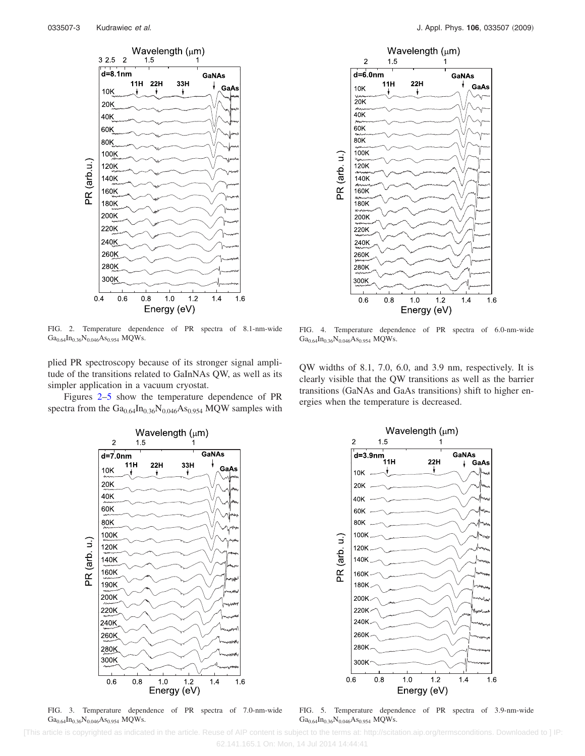Wavelength (μm)

3 2.5 2 1.5 1

d=8.1nm

11H 22H 33H GaNAs GaAs

10K 20K 40K 60K 80K 100K 120K 140K 160K 180K 200K 220K 240K 260K 280K 300K

PR (arb.u.)

0.4 0.6 0.8 1.0 1.2 1.4 1.6

Energy (eV)

FIG. 2. Temperature dependence of PR spectra of 8.1-nm-wide $Ga_{0.64}In_{0.36}N_{0.046}As_{0.954}$ MQWs.

Wavelength (μm)

2 1.5 1

d=6.0nm

11H 22H GaNAs GaAs

10K 20K 40K 60K 80K 100K 120K 140K 160K 180K 200K 220K 240K 260K 280K 300K

PR (arb. u.)

0.6 0.8 1.0 1.2 1.4 1.6

Energy (eV)

FIG. 4. Temperature dependence of PR spectra of 6.0-nm-wide $Ga_{0.64}In_{0.36}N_{0.046}As_{0.954}$ MQWs.

plied PR spectroscopy because of its stronger signal amplitude of the transitions related to GaInNAs QW, as well as its simpler application in a vacuum cryostat.

Figures 2–5 show the temperature dependence of PR spectra from the $Ga_{0.64}In_{0.36}N_{0.046}As_{0.954}$ MQW samples with QW widths of 8.1, 7.0, 6.0, and 3.9 nm, respectively. It is clearly visible that the QW transitions as well as the barrier transitions (GaNAs and GaAs transitions) shift to higher energies when the temperature is decreased.

Wavelength (μm)

2 1.5 1

d=7.0nm

11H 22H 33H GaNAs GaAs

10K 20K 40K 60K 80K 100K 120K 140K 160K 190K 200K 220K 240K 260K 280K 300K

PR (arb. u.)

0.6 0.8 1.0 1.2 1.4 1.6

Energy (eV)

FIG. 3. Temperature dependence of PR spectra of 7.0-nm-wide $Ga_{0.64}In_{0.36}N_{0.046}As_{0.954}$ MQWs.

Wavelength (μm)

2 1.5 1

d=3.9nm

11H 22H GaNAs GaAs

10K 20K 40K 60K 80K 100K 120K 140K 160K 180K 200K 220K 240K 260K 280K 300K

PR (arb. u.)

0.6 0.8 1.0 1.2 1.4 1.6

Energy (eV)

FIG. 5. Temperature dependence of PR spectra of 3.9-nm-wide $Ga_{0.64}In_{0.36}N_{0.046}As_{0.954}$ MQWs.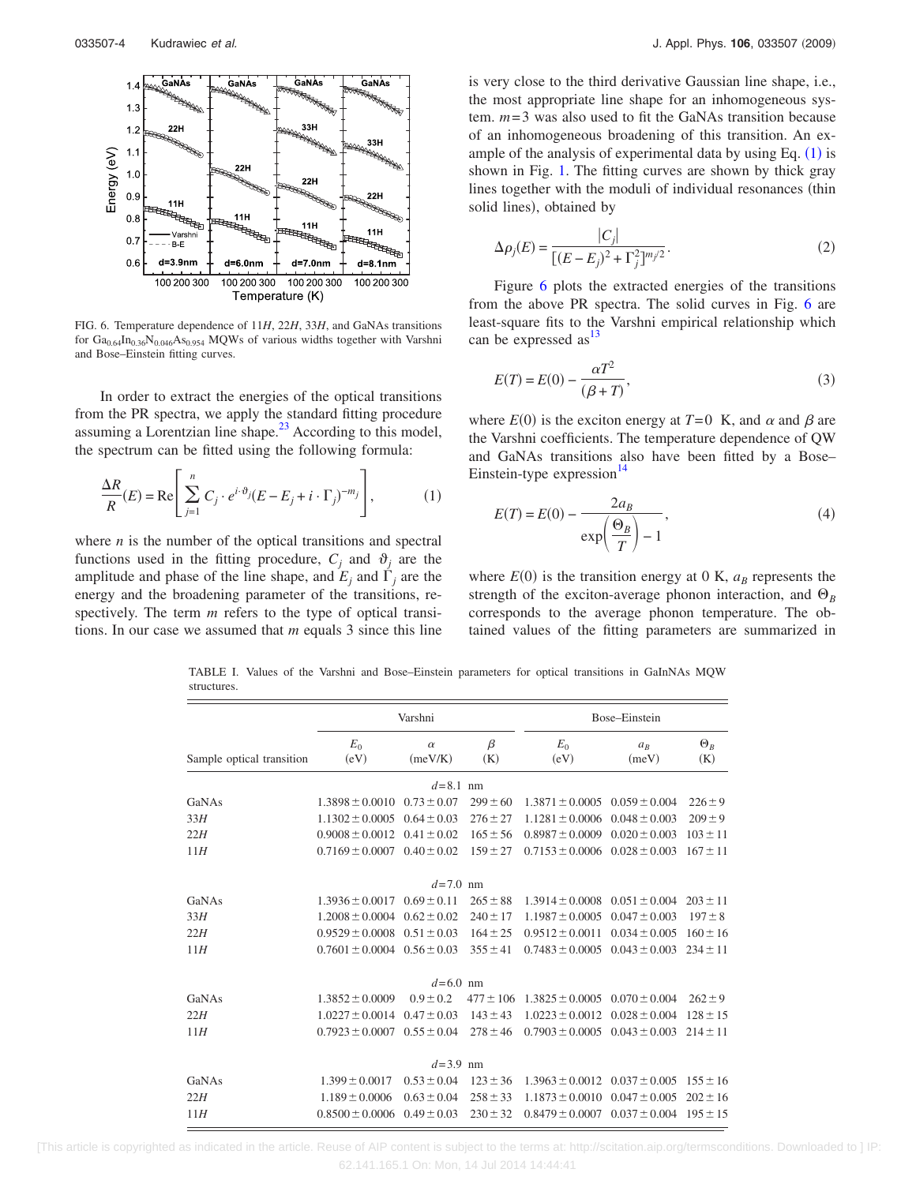FIG. 6. Temperature dependence of 11$H$, 22$H$, 33$H$, and GaNAs transitions for $Ga_{0.64}In_{0.36}N_{0.046}As_{0.954}$ MQWs of various widths together with Varshni and Bose–Einstein fitting curves.

In order to extract the energies of the optical transitions from the PR spectra, we apply the standard fitting procedure assuming a Lorentzian line shape.[23] According to this model, the spectrum can be fitted using the following formula:

$$\frac{\Delta R}{R}(E) = \mathrm{Re}\left[\sum_{j=1}^{n} C_j \cdot e^{i\cdot\vartheta_j}(E - E_j + i\cdot\Gamma_j)^{-m_j}\right], \tag{1}$$

where $n$ is the number of the optical transitions and spectral functions used in the fitting procedure, $C_j$ and $\vartheta_j$ are the amplitude and phase of the line shape, and $E_j$ and $\Gamma_j$ are the energy and the broadening parameter of the transitions, respectively. The term $m$ refers to the type of optical transitions. In our case we assumed that $m$ equals 3 since this line is very close to the third derivative Gaussian line shape, i.e., the most appropriate line shape for an inhomogeneous system. $m=3$ was also used to fit the GaNAs transition because of an inhomogeneous broadening of this transition. An example of the analysis of experimental data by using Eq. (1) is shown in Fig. 1. The fitting curves are shown by thick gray lines together with the moduli of individual resonances (thin solid lines), obtained by

$$\Delta\rho_j(E) = \frac{|C_j|}{[(E-E_j)^2 + \Gamma_j^2]^{m_j/2}}. \tag{2}$$

Figure 6 plots the extracted energies of the transitions from the above PR spectra. The solid curves in Fig. 6 are least-square fits to the Varshni empirical relationship which can be expressed as[13]

$$E(T) = E(0) - \frac{\alpha T^2}{(\beta + T)}, \tag{3}$$

where $E(0)$ is the exciton energy at $T=0$ K, and $\alpha$ and $\beta$ are the Varshni coefficients. The temperature dependence of QW and GaNAs transitions also have been fitted by a Bose–Einstein-type expression[14]

$$E(T) = E(0) - \frac{2a_B}{\exp\left(\frac{\Theta_B}{T}\right) - 1}, \tag{4}$$

where $E(0)$ is the transition energy at 0 K, $a_B$ represents the strength of the exciton-average phonon interaction, and $\Theta_B$ corresponds to the average phonon temperature. The obtained values of the fitting parameters are summarized in

TABLE I. Values of the Varshni and Bose–Einstein parameters for optical transitions in GaInNAs MQW structures.

| | Varshni | | | Bose–Einstein | | |
|---|---|---|---|---|---|---|
| Sample optical transition | $E_0$ (eV) | $\alpha$ (meV/K) | $\beta$ (K) | $E_0$ (eV) | $a_B$ (meV) | $\Theta_B$ (K) |
| | | | $d=8.1$ nm | | | |
| GaNAs | $1.3898 \pm 0.0010$ | $0.73 \pm 0.07$ | $299 \pm 60$ | $1.3871 \pm 0.0005$ | $0.059 \pm 0.004$ | $226 \pm 9$ |
| 33$H$ | $1.1302 \pm 0.0005$ | $0.64 \pm 0.03$ | $276 \pm 27$ | $1.1281 \pm 0.0006$ | $0.048 \pm 0.003$ | $209 \pm 9$ |
| 22$H$ | $0.9008 \pm 0.0012$ | $0.41 \pm 0.02$ | $165 \pm 56$ | $0.8987 \pm 0.0009$ | $0.020 \pm 0.003$ | $103 \pm 11$ |
| 11$H$ | $0.7169 \pm 0.0007$ | $0.40 \pm 0.02$ | $159 \pm 27$ | $0.7153 \pm 0.0006$ | $0.028 \pm 0.003$ | $167 \pm 11$ |
| | | | $d=7.0$ nm | | | |
| GaNAs | $1.3936 \pm 0.0017$ | $0.69 \pm 0.11$ | $265 \pm 88$ | $1.3914 \pm 0.0008$ | $0.051 \pm 0.004$ | $203 \pm 11$ |
| 33$H$ | $1.2008 \pm 0.0004$ | $0.62 \pm 0.02$ | $240 \pm 17$ | $1.1987 \pm 0.0005$ | $0.047 \pm 0.003$ | $197 \pm 8$ |
| 22$H$ | $0.9529 \pm 0.0008$ | $0.51 \pm 0.03$ | $164 \pm 25$ | $0.9512 \pm 0.0011$ | $0.034 \pm 0.005$ | $160 \pm 16$ |
| 11$H$ | $0.7601 \pm 0.0004$ | $0.56 \pm 0.03$ | $355 \pm 41$ | $0.7483 \pm 0.0005$ | $0.043 \pm 0.003$ | $234 \pm 11$ |
| | | | $d=6.0$ nm | | | |
| GaNAs | $1.3852 \pm 0.0009$ | $0.9 \pm 0.2$ | $477 \pm 106$ | $1.3825 \pm 0.0005$ | $0.070 \pm 0.004$ | $262 \pm 9$ |
| 22$H$ | $1.0227 \pm 0.0014$ | $0.47 \pm 0.03$ | $143 \pm 43$ | $1.0223 \pm 0.0012$ | $0.028 \pm 0.004$ | $128 \pm 15$ |
| 11$H$ | $0.7923 \pm 0.0007$ | $0.55 \pm 0.04$ | $278 \pm 46$ | $0.7903 \pm 0.0005$ | $0.043 \pm 0.003$ | $214 \pm 11$ |
| | | | $d=3.9$ nm | | | |
| GaNAs | $1.399 \pm 0.0017$ | $0.53 \pm 0.04$ | $123 \pm 36$ | $1.3963 \pm 0.0012$ | $0.037 \pm 0.005$ | $155 \pm 16$ |
| 22$H$ | $1.189 \pm 0.0006$ | $0.63 \pm 0.04$ | $258 \pm 33$ | $1.1873 \pm 0.0010$ | $0.047 \pm 0.005$ | $202 \pm 16$ |
| 11$H$ | $0.8500 \pm 0.0006$ | $0.49 \pm 0.03$ | $230 \pm 32$ | $0.8479 \pm 0.0007$ | $0.037 \pm 0.004$ | $195 \pm 15$ |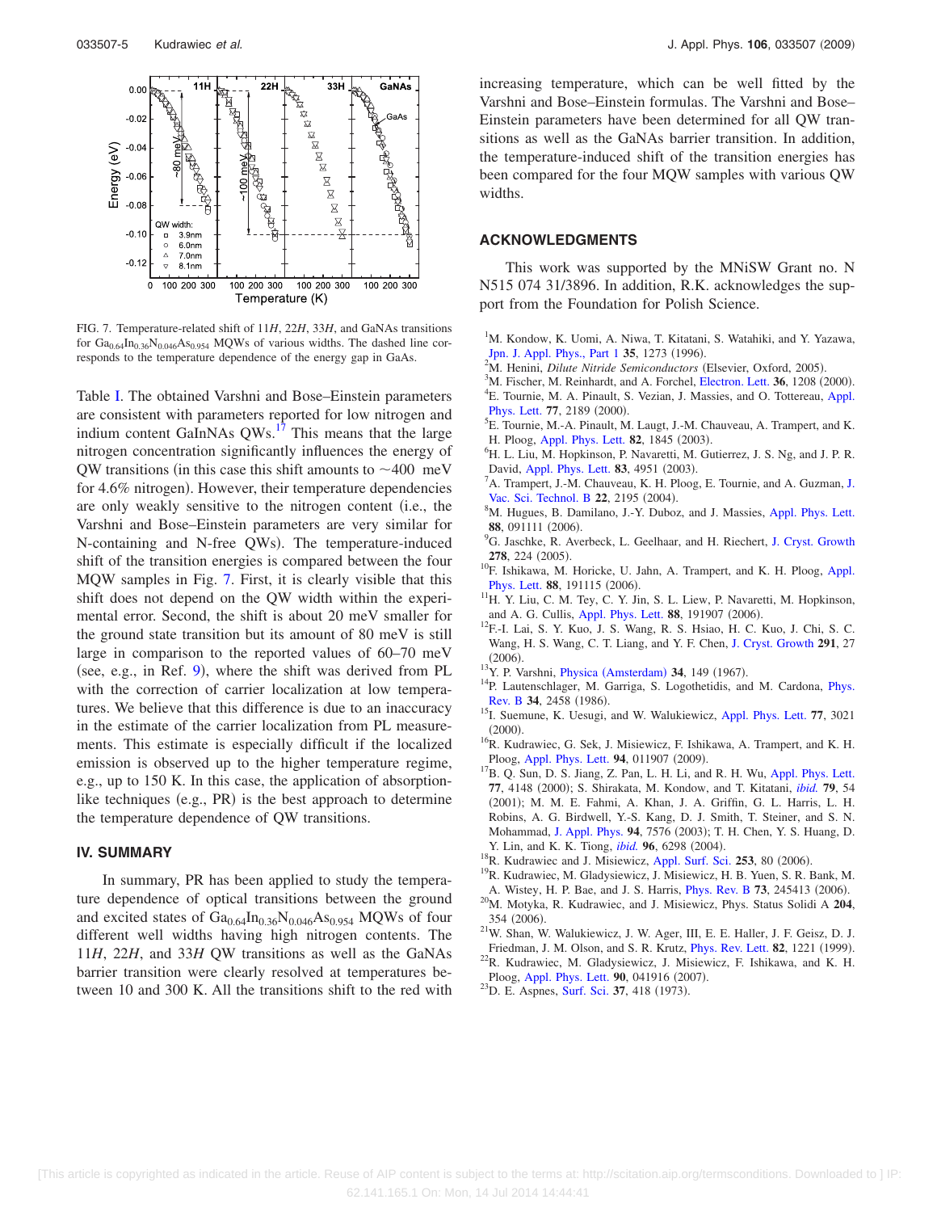11H
22H
33H
GaNAs
GaAs
0.00
-0.02
-0.04
-0.06
-0.08
-0.10
-0.12
Energy (eV)
~80 meV
~100 meV
QW width:
3.9nm
6.0nm
7.0nm
8.1nm
0 100 200 300
100 200 300
100 200 300
100 200 300
Temperature (K)

FIG. 7. Temperature-related shift of 11*H*, 22*H*, 33*H*, and GaNAs transitions for $Ga_{0.64}In_{0.36}N_{0.046}As_{0.954}$ MQWs of various widths. The dashed line corresponds to the temperature dependence of the energy gap in GaAs.

Table I. The obtained Varshni and Bose–Einstein parameters are consistent with parameters reported for low nitrogen and indium content GaInNAs QWs.[17] This means that the large nitrogen concentration significantly influences the energy of QW transitions (in this case this shift amounts to ~400 meV for 4.6% nitrogen). However, their temperature dependencies are only weakly sensitive to the nitrogen content (i.e., the Varshni and Bose–Einstein parameters are very similar for N-containing and N-free QWs). The temperature-induced shift of the transition energies is compared between the four MQW samples in Fig. 7. First, it is clearly visible that this shift does not depend on the QW width within the experimental error. Second, the shift is about 20 meV smaller for the ground state transition but its amount of 80 meV is still large in comparison to the reported values of 60–70 meV (see, e.g., in Ref. 9), where the shift was derived from PL with the correction of carrier localization at low temperatures. We believe that this difference is due to an inaccuracy in the estimate of the carrier localization from PL measurements. This estimate is especially difficult if the localized emission is observed up to the higher temperature regime, e.g., up to 150 K. In this case, the application of absorption-like techniques (e.g., PR) is the best approach to determine the temperature dependence of QW transitions.

## IV. SUMMARY

In summary, PR has been applied to study the temperature dependence of optical transitions between the ground and excited states of $Ga_{0.64}In_{0.36}N_{0.046}As_{0.954}$ MQWs of four different well widths having high nitrogen contents. The 11*H*, 22*H*, and 33*H* QW transitions as well as the GaNAs barrier transition were clearly resolved at temperatures between 10 and 300 K. All the transitions shift to the red with increasing temperature, which can be well fitted by the Varshni and Bose–Einstein formulas. The Varshni and Bose–Einstein parameters have been determined for all QW transitions as well as the GaNAs barrier transition. In addition, the temperature-induced shift of the transition energies has been compared for the four MQW samples with various QW widths.

## ACKNOWLEDGMENTS

This work was supported by the MNiSW Grant no. N N515 074 31/3896. In addition, R.K. acknowledges the support from the Foundation for Polish Science.

[1] M. Kondow, K. Uomi, A. Niwa, T. Kitatani, S. Watahiki, and Y. Yazawa, Jpn. J. Appl. Phys., Part 1 **35**, 1273 (1996).
[2] M. Henini, *Dilute Nitride Semiconductors* (Elsevier, Oxford, 2005).
[3] M. Fischer, M. Reinhardt, and A. Forchel, Electron. Lett. **36**, 1208 (2000).
[4] E. Tournie, M. A. Pinault, S. Vezian, J. Massies, and O. Tottereau, Appl. Phys. Lett. **77**, 2189 (2000).
[5] E. Tournie, M.-A. Pinault, M. Laugt, J.-M. Chauveau, A. Trampert, and K. H. Ploog, Appl. Phys. Lett. **82**, 1845 (2003).
[6] H. L. Liu, M. Hopkinson, P. Navaretti, M. Gutierrez, J. S. Ng, and J. P. R. David, Appl. Phys. Lett. **83**, 4951 (2003).
[7] A. Trampert, J.-M. Chauveau, K. H. Ploog, E. Tournie, and A. Guzman, J. Vac. Sci. Technol. B **22**, 2195 (2004).
[8] M. Hugues, B. Damilano, J.-Y. Duboz, and J. Massies, Appl. Phys. Lett. **88**, 091111 (2006).
[9] G. Jaschke, R. Averbeck, L. Geelhaar, and H. Riechert, J. Cryst. Growth **278**, 224 (2005).
[10] F. Ishikawa, M. Horicke, U. Jahn, A. Trampert, and K. H. Ploog, Appl. Phys. Lett. **88**, 191115 (2006).
[11] H. Y. Liu, C. M. Tey, C. Y. Jin, S. L. Liew, P. Navaretti, M. Hopkinson, and A. G. Cullis, Appl. Phys. Lett. **88**, 191907 (2006).
[12] F.-I. Lai, S. Y. Kuo, J. S. Wang, H. S. Hsiao, H. C. Kuo, J. Chi, S. C. Wang, H. S. Wang, C. T. Liang, and Y. F. Chen, J. Cryst. Growth **291**, 27 (2006).
[13] Y. P. Varshni, Physica (Amsterdam) **34**, 149 (1967).
[14] P. Lautenschlager, M. Garriga, S. Logothetidis, and M. Cardona, Phys. Rev. B **34**, 2458 (1986).
[15] I. Suemune, K. Uesugi, and W. Walukiewicz, Appl. Phys. Lett. **77**, 3021 (2000).
[16] R. Kudrawiec, G. Sek, J. Misiewicz, F. Ishikawa, A. Trampert, and K. H. Ploog, Appl. Phys. Lett. **94**, 011907 (2009).
[17] B. Q. Sun, D. S. Jiang, Z. Pan, L. H. Li, and R. H. Wu, Appl. Phys. Lett. **77**, 4148 (2000); S. Shirakata, M. Kondow, and T. Kitatani, *ibid.* **79**, 54 (2001); M. M. E. Fahmi, A. Khan, J. A. Griffin, G. L. Harris, L. H. Robins, A. G. Birdwell, Y.-S. Kang, D. J. Smith, T. Steiner, and S. N. Mohammad, J. Appl. Phys. **94**, 7576 (2003); T. H. Chen, Y. S. Huang, D. Y. Lin, and K. K. Tiong, *ibid.* **96**, 6298 (2004).
[18] R. Kudrawiec and J. Misiewicz, Appl. Surf. Sci. **253**, 80 (2006).
[19] R. Kudrawiec, M. Gladysiewicz, J. Misiewicz, H. B. Yuen, S. R. Bank, M. A. Wistey, H. P. Bae, and J. S. Harris, Phys. Rev. B **73**, 245413 (2006).
[20] M. Motyka, R. Kudrawiec, and J. Misiewicz, Phys. Status Solidi A **204**, 354 (2006).
[21] W. Shan, W. Walukiewicz, J. W. Ager, III, E. E. Haller, J. F. Geisz, D. J. Friedman, J. M. Olson, and S. R. Krutz, Phys. Rev. Lett. **82**, 1221 (1999).
[22] R. Kudrawiec, M. Gladysiewicz, J. Misiewicz, F. Ishikawa, and K. H. Ploog, Appl. Phys. Lett. **90**, 041916 (2007).
[23] D. E. Aspnes, Surf. Sci. **37**, 418 (1973).